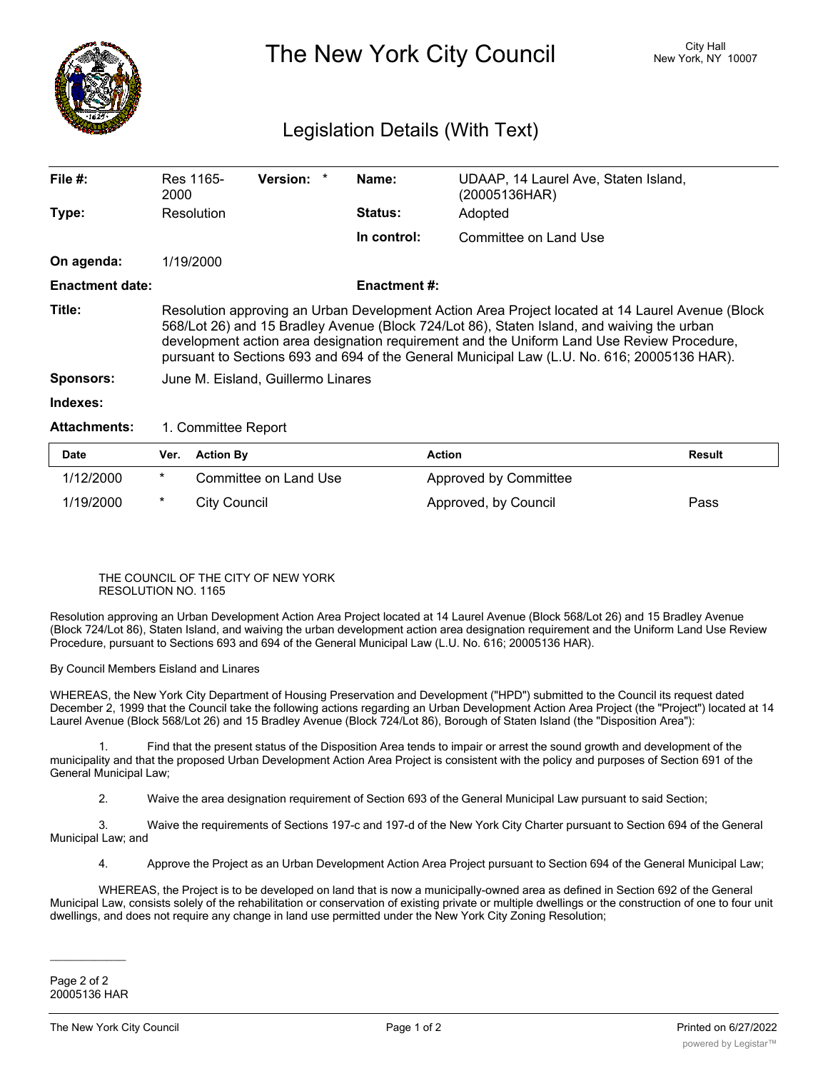# The New York City Council

City Hall
New York, NY 10007

## Legislation Details (With Text)

| | | | |
|---|---|---|---|
| **File #:** | Res 1165-2000 **Version:** * | **Name:** | UDAAP, 14 Laurel Ave, Staten Island, (20005136HAR) |
| **Type:** | Resolution | **Status:** | Adopted |
| | | **In control:** | Committee on Land Use |
| **On agenda:** | 1/19/2000 | | |
| **Enactment date:** | | **Enactment #:** | |

**Title:** Resolution approving an Urban Development Action Area Project located at 14 Laurel Avenue (Block 568/Lot 26) and 15 Bradley Avenue (Block 724/Lot 86), Staten Island, and waiving the urban development action area designation requirement and the Uniform Land Use Review Procedure, pursuant to Sections 693 and 694 of the General Municipal Law (L.U. No. 616; 20005136 HAR).

**Sponsors:** June M. Eisland, Guillermo Linares

**Indexes:**

**Attachments:** 1. Committee Report

| Date | Ver. | Action By | Action | Result |
|---|---|---|---|---|
| 1/12/2000 | * | Committee on Land Use | Approved by Committee | |
| 1/19/2000 | * | City Council | Approved, by Council | Pass |

THE COUNCIL OF THE CITY OF NEW YORK
RESOLUTION NO. 1165

Resolution approving an Urban Development Action Area Project located at 14 Laurel Avenue (Block 568/Lot 26) and 15 Bradley Avenue (Block 724/Lot 86), Staten Island, and waiving the urban development action area designation requirement and the Uniform Land Use Review Procedure, pursuant to Sections 693 and 694 of the General Municipal Law (L.U. No. 616; 20005136 HAR).

By Council Members Eisland and Linares

WHEREAS, the New York City Department of Housing Preservation and Development ("HPD") submitted to the Council its request dated December 2, 1999 that the Council take the following actions regarding an Urban Development Action Area Project (the "Project") located at 14 Laurel Avenue (Block 568/Lot 26) and 15 Bradley Avenue (Block 724/Lot 86), Borough of Staten Island (the "Disposition Area"):

1. Find that the present status of the Disposition Area tends to impair or arrest the sound growth and development of the municipality and that the proposed Urban Development Action Area Project is consistent with the policy and purposes of Section 691 of the General Municipal Law;

2. Waive the area designation requirement of Section 693 of the General Municipal Law pursuant to said Section;

3. Waive the requirements of Sections 197-c and 197-d of the New York City Charter pursuant to Section 694 of the General Municipal Law; and

4. Approve the Project as an Urban Development Action Area Project pursuant to Section 694 of the General Municipal Law;

WHEREAS, the Project is to be developed on land that is now a municipally-owned area as defined in Section 692 of the General Municipal Law, consists solely of the rehabilitation or conservation of existing private or multiple dwellings or the construction of one to four unit dwellings, and does not require any change in land use permitted under the New York City Zoning Resolution;

Page 2 of 2
20005136 HAR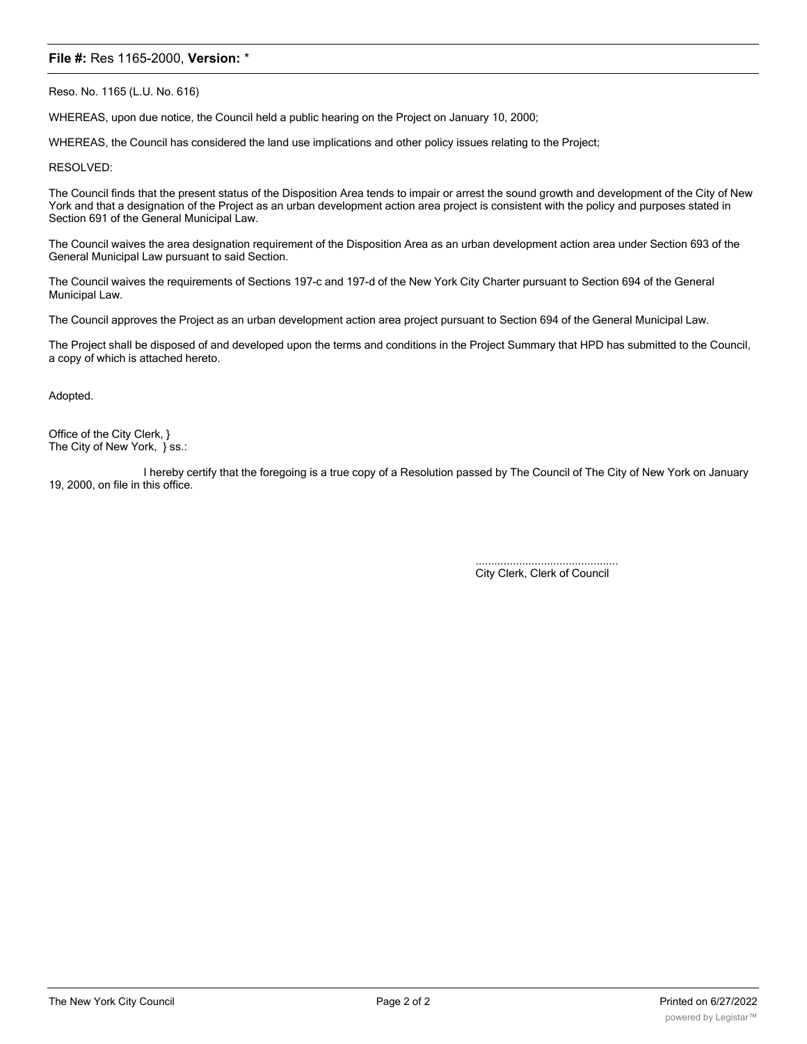Reso. No. 1165 (L.U. No. 616)

WHEREAS, upon due notice, the Council held a public hearing on the Project on January 10, 2000;

WHEREAS, the Council has considered the land use implications and other policy issues relating to the Project;

RESOLVED:

The Council finds that the present status of the Disposition Area tends to impair or arrest the sound growth and development of the City of New York and that a designation of the Project as an urban development action area project is consistent with the policy and purposes stated in Section 691 of the General Municipal Law.

The Council waives the area designation requirement of the Disposition Area as an urban development action area under Section 693 of the General Municipal Law pursuant to said Section.

The Council waives the requirements of Sections 197-c and 197-d of the New York City Charter pursuant to Section 694 of the General Municipal Law.

The Council approves the Project as an urban development action area project pursuant to Section 694 of the General Municipal Law.

The Project shall be disposed of and developed upon the terms and conditions in the Project Summary that HPD has submitted to the Council, a copy of which is attached hereto.

Adopted.

Office of the City Clerk, }
The City of New York, } ss.:

I hereby certify that the foregoing is a true copy of a Resolution passed by The Council of The City of New York on January 19, 2000, on file in this office.

..............................................
City Clerk, Clerk of Council